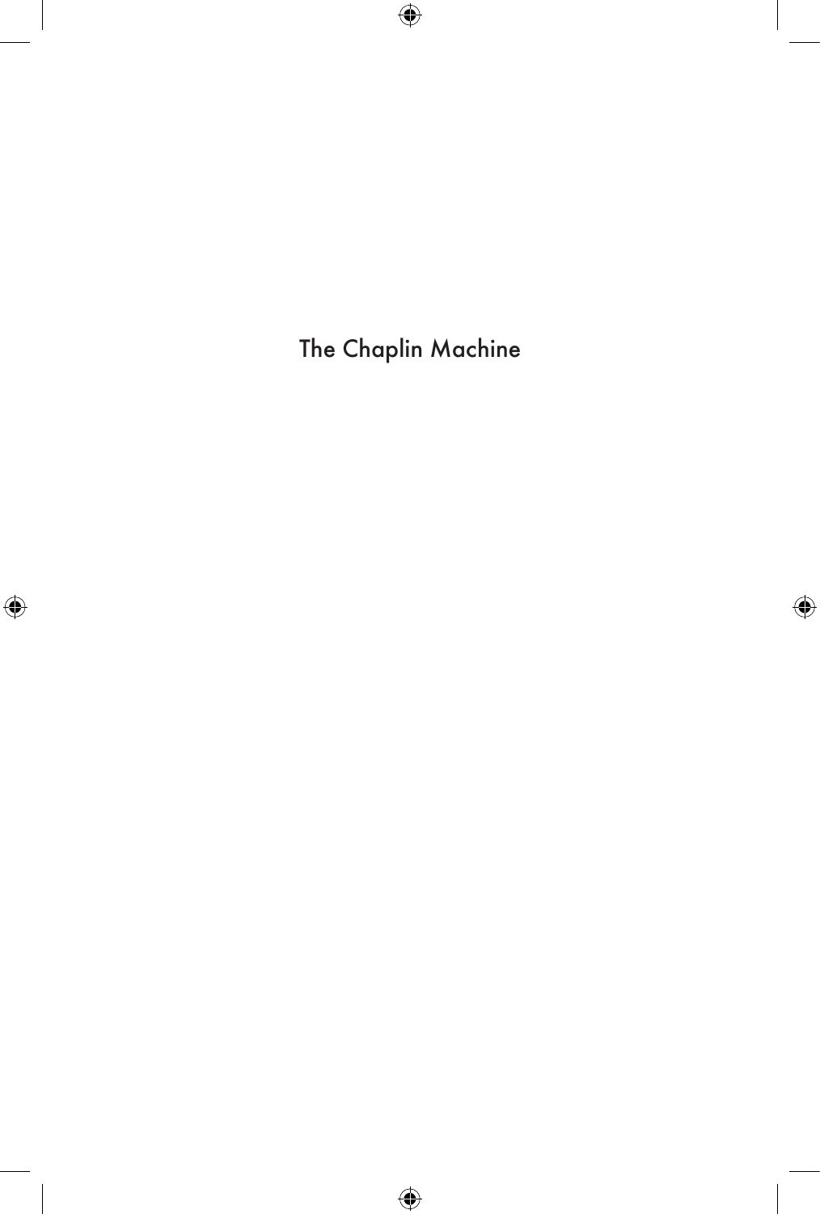# The Chaplin Machine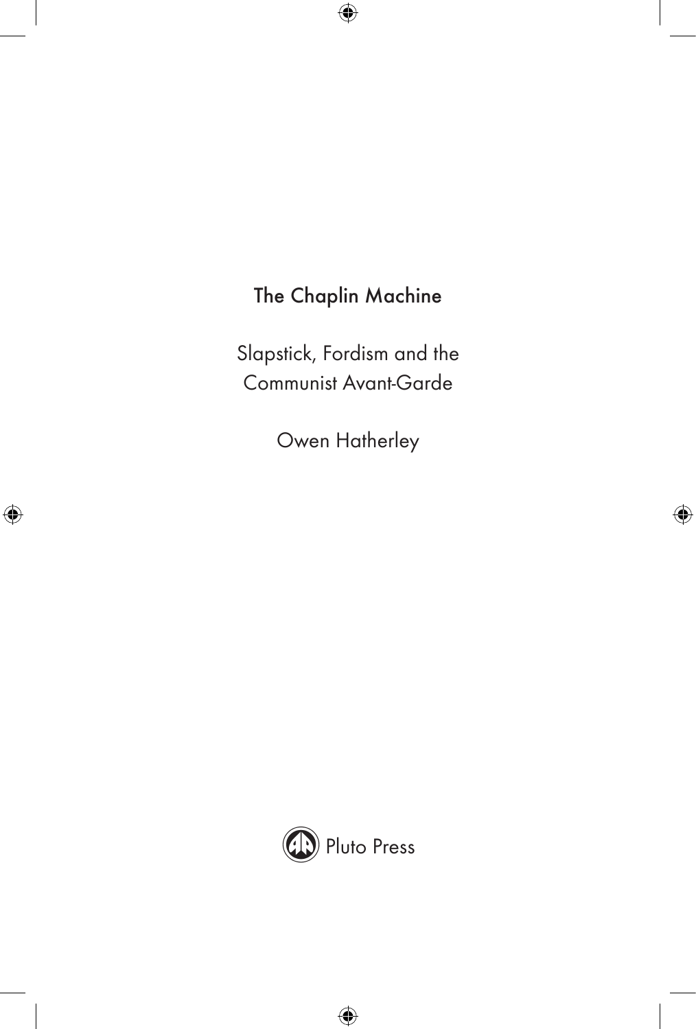# The Chaplin Machine

Slapstick, Fordism and the Communist Avant-Garde

Owen Hatherley

Pluto Press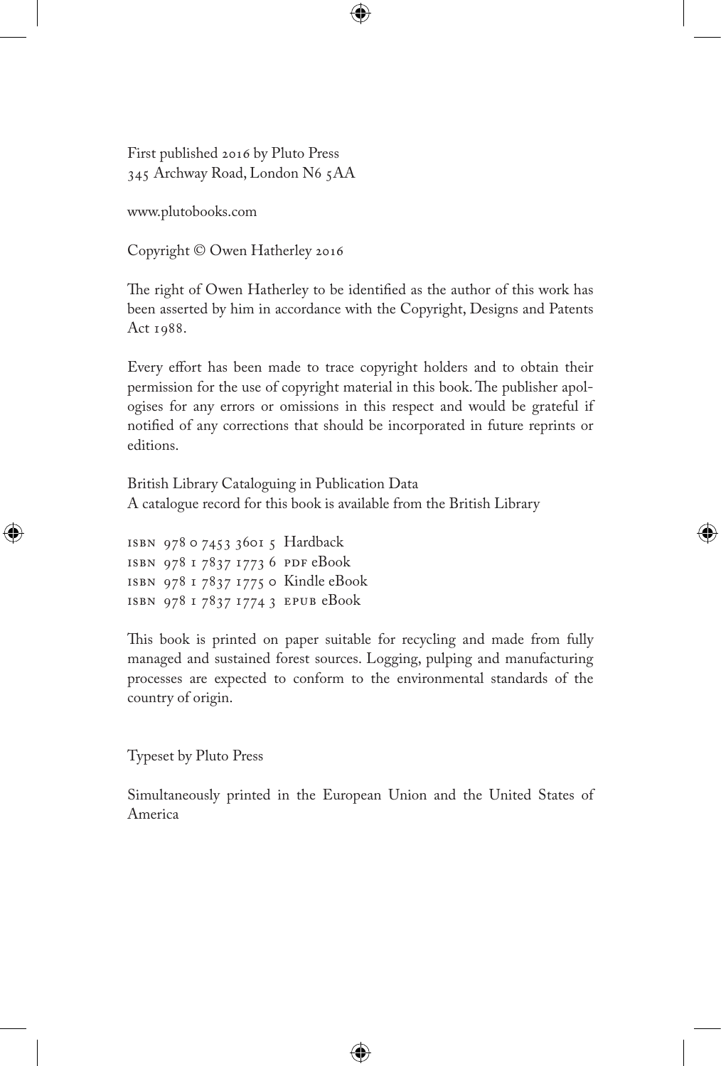First published 2016 by Pluto Press
345 Archway Road, London N6 5AA

www.plutobooks.com

Copyright © Owen Hatherley 2016

The right of Owen Hatherley to be identified as the author of this work has been asserted by him in accordance with the Copyright, Designs and Patents Act 1988.

Every effort has been made to trace copyright holders and to obtain their permission for the use of copyright material in this book. The publisher apologises for any errors or omissions in this respect and would be grateful if notified of any corrections that should be incorporated in future reprints or editions.

British Library Cataloguing in Publication Data
A catalogue record for this book is available from the British Library

ISBN 978 0 7453 3601 5 Hardback
ISBN 978 1 7837 1773 6 PDF eBook
ISBN 978 1 7837 1775 0 Kindle eBook
ISBN 978 1 7837 1774 3 EPUB eBook

This book is printed on paper suitable for recycling and made from fully managed and sustained forest sources. Logging, pulping and manufacturing processes are expected to conform to the environmental standards of the country of origin.

Typeset by Pluto Press

Simultaneously printed in the European Union and the United States of America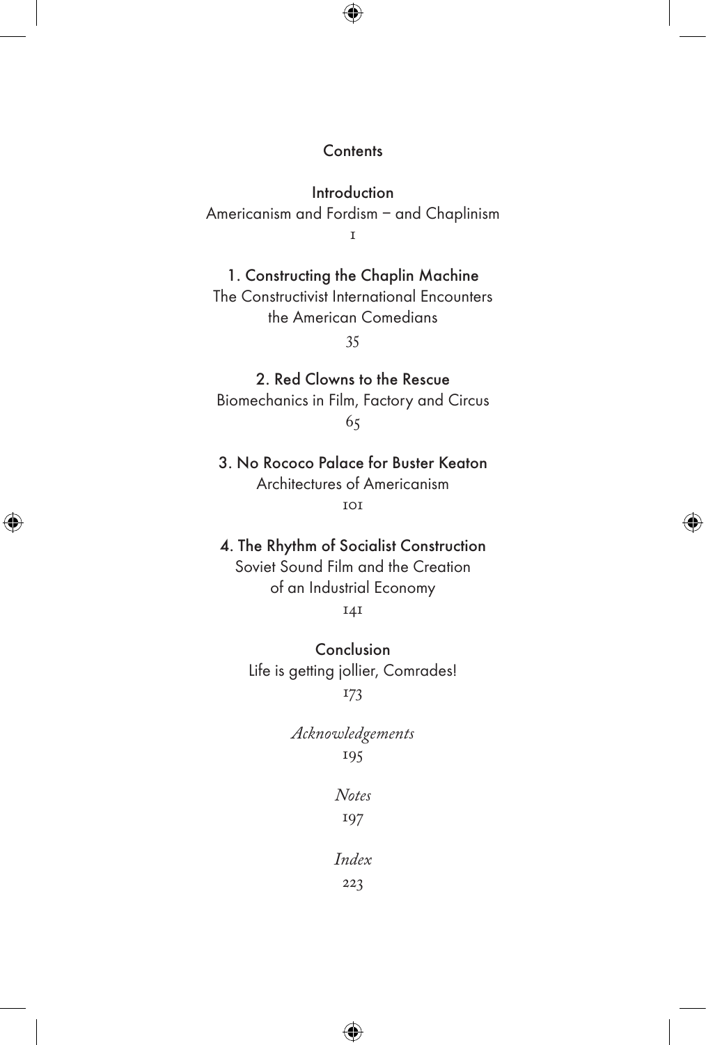# Contents

**Introduction**
Americanism and Fordism – and Chaplinism
1

**1. Constructing the Chaplin Machine**
The Constructivist International Encounters the American Comedians
35

**2. Red Clowns to the Rescue**
Biomechanics in Film, Factory and Circus
65

**3. No Rococo Palace for Buster Keaton**
Architectures of Americanism
101

**4. The Rhythm of Socialist Construction**
Soviet Sound Film and the Creation of an Industrial Economy
141

**Conclusion**
Life is getting jollier, Comrades!
173

*Acknowledgements*
195

*Notes*
197

*Index*
223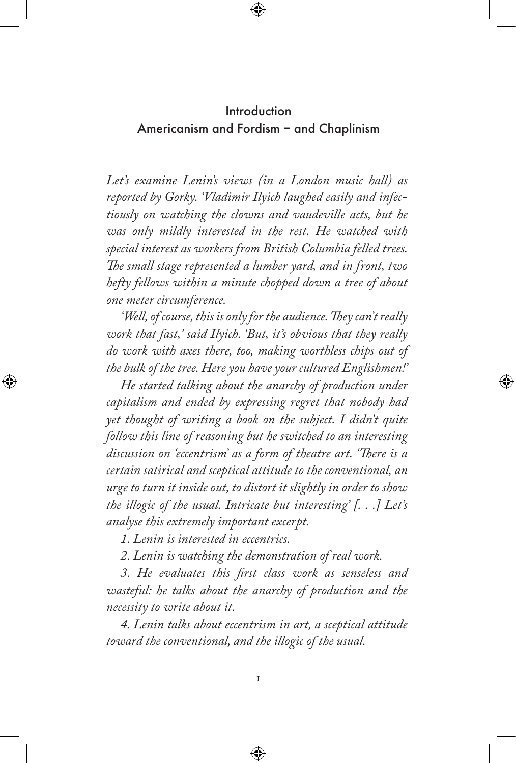# Introduction
## Americanism and Fordism – and Chaplinism

*Let's examine Lenin's views (in a London music hall) as reported by Gorky. 'Vladimir Ilyich laughed easily and infectiously on watching the clowns and vaudeville acts, but he was only mildly interested in the rest. He watched with special interest as workers from British Columbia felled trees. The small stage represented a lumber yard, and in front, two hefty fellows within a minute chopped down a tree of about one meter circumference.*

*'Well, of course, this is only for the audience. They can't really work that fast,' said Ilyich. 'But, it's obvious that they really do work with axes there, too, making worthless chips out of the bulk of the tree. Here you have your cultured Englishmen!'*

*He started talking about the anarchy of production under capitalism and ended by expressing regret that nobody had yet thought of writing a book on the subject. I didn't quite follow this line of reasoning but he switched to an interesting discussion on 'eccentrism' as a form of theatre art. 'There is a certain satirical and sceptical attitude to the conventional, an urge to turn it inside out, to distort it slightly in order to show the illogic of the usual. Intricate but interesting' [. . .] Let's analyse this extremely important excerpt.*

*1. Lenin is interested in eccentrics.*

*2. Lenin is watching the demonstration of real work.*

*3. He evaluates this first class work as senseless and wasteful: he talks about the anarchy of production and the necessity to write about it.*

*4. Lenin talks about eccentrism in art, a sceptical attitude toward the conventional, and the illogic of the usual.*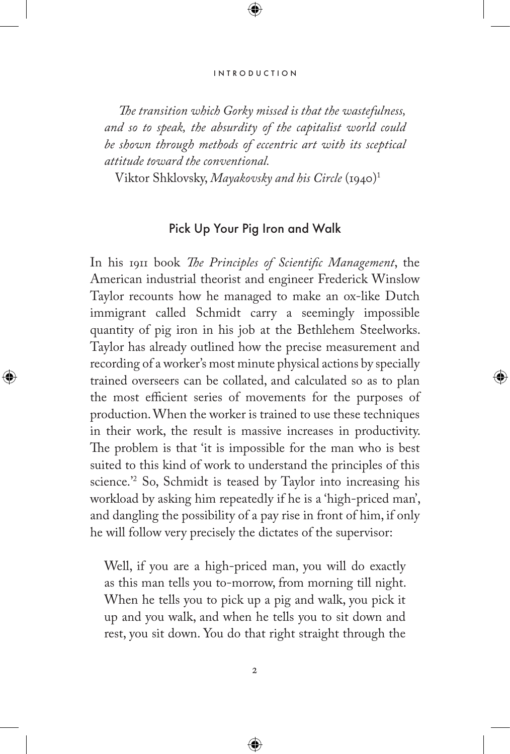*The transition which Gorky missed is that the wastefulness, and so to speak, the absurdity of the capitalist world could be shown through methods of eccentric art with its sceptical attitude toward the conventional.*

Viktor Shklovsky, *Mayakovsky and his Circle* (1940)[1]

## Pick Up Your Pig Iron and Walk

In his 1911 book *The Principles of Scientific Management*, the American industrial theorist and engineer Frederick Winslow Taylor recounts how he managed to make an ox-like Dutch immigrant called Schmidt carry a seemingly impossible quantity of pig iron in his job at the Bethlehem Steelworks. Taylor has already outlined how the precise measurement and recording of a worker's most minute physical actions by specially trained overseers can be collated, and calculated so as to plan the most efficient series of movements for the purposes of production. When the worker is trained to use these techniques in their work, the result is massive increases in productivity. The problem is that 'it is impossible for the man who is best suited to this kind of work to understand the principles of this science.'[2] So, Schmidt is teased by Taylor into increasing his workload by asking him repeatedly if he is a 'high-priced man', and dangling the possibility of a pay rise in front of him, if only he will follow very precisely the dictates of the supervisor:

> Well, if you are a high-priced man, you will do exactly as this man tells you to-morrow, from morning till night. When he tells you to pick up a pig and walk, you pick it up and you walk, and when he tells you to sit down and rest, you sit down. You do that right straight through the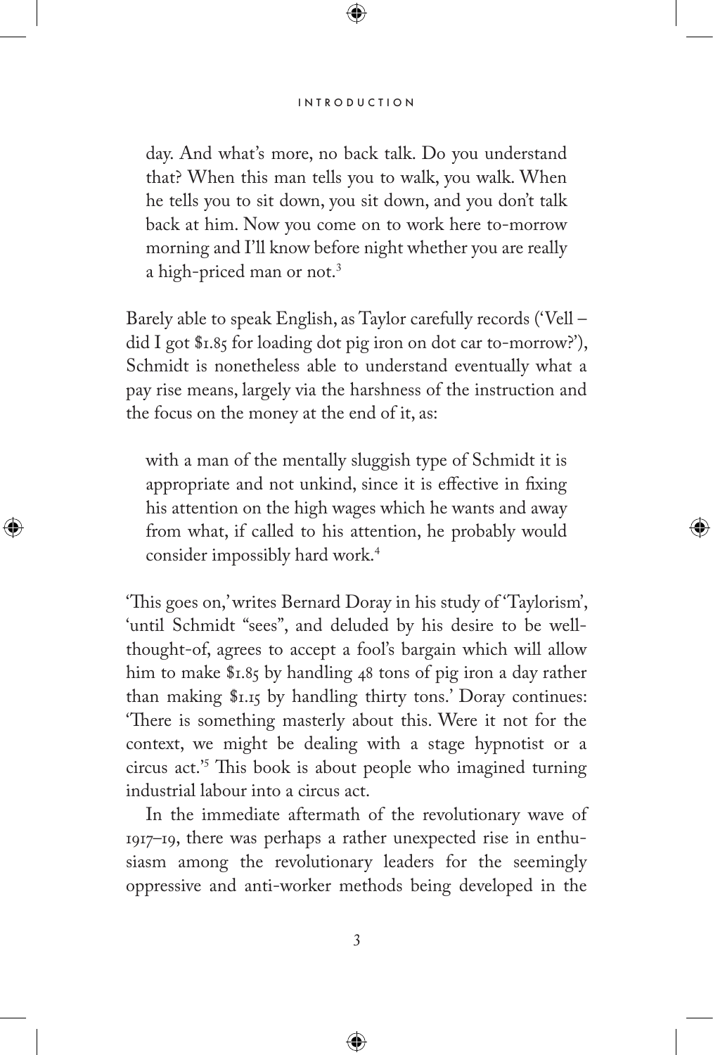> day. And what's more, no back talk. Do you understand that? When this man tells you to walk, you walk. When he tells you to sit down, you sit down, and you don't talk back at him. Now you come on to work here to-morrow morning and I'll know before night whether you are really a high-priced man or not.[3]

Barely able to speak English, as Taylor carefully records ('Vell – did I got $1.85 for loading dot pig iron on dot car to-morrow?'), Schmidt is nonetheless able to understand eventually what a pay rise means, largely via the harshness of the instruction and the focus on the money at the end of it, as:

> with a man of the mentally sluggish type of Schmidt it is appropriate and not unkind, since it is effective in fixing his attention on the high wages which he wants and away from what, if called to his attention, he probably would consider impossibly hard work.[4]

'This goes on,' writes Bernard Doray in his study of 'Taylorism', 'until Schmidt "sees", and deluded by his desire to be well-thought-of, agrees to accept a fool's bargain which will allow him to make $1.85 by handling 48 tons of pig iron a day rather than making $1.15 by handling thirty tons.' Doray continues: 'There is something masterly about this. Were it not for the context, we might be dealing with a stage hypnotist or a circus act.'[5] This book is about people who imagined turning industrial labour into a circus act.

In the immediate aftermath of the revolutionary wave of 1917–19, there was perhaps a rather unexpected rise in enthusiasm among the revolutionary leaders for the seemingly oppressive and anti-worker methods being developed in the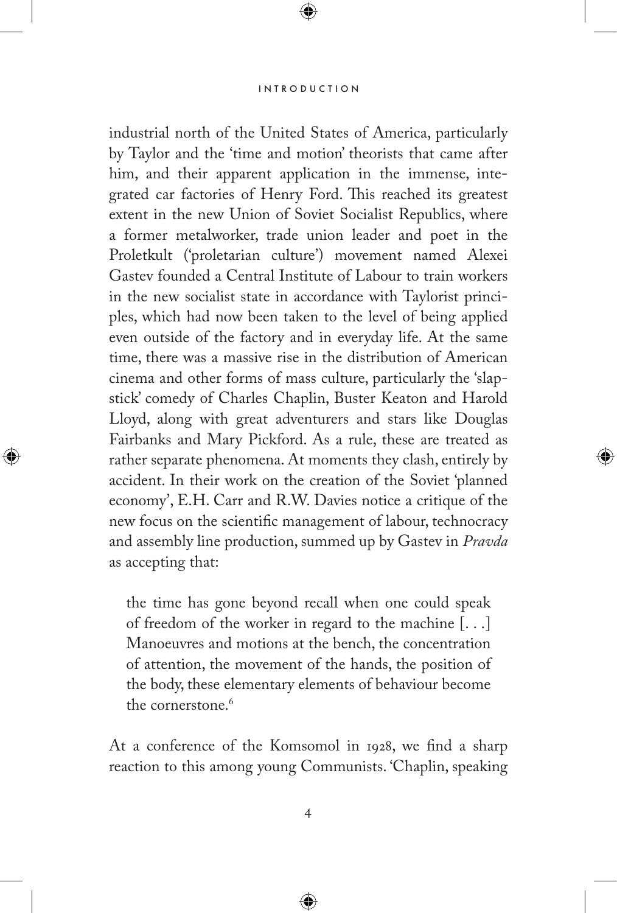industrial north of the United States of America, particularly by Taylor and the 'time and motion' theorists that came after him, and their apparent application in the immense, integrated car factories of Henry Ford. This reached its greatest extent in the new Union of Soviet Socialist Republics, where a former metalworker, trade union leader and poet in the Proletkult ('proletarian culture') movement named Alexei Gastev founded a Central Institute of Labour to train workers in the new socialist state in accordance with Taylorist principles, which had now been taken to the level of being applied even outside of the factory and in everyday life. At the same time, there was a massive rise in the distribution of American cinema and other forms of mass culture, particularly the 'slapstick' comedy of Charles Chaplin, Buster Keaton and Harold Lloyd, along with great adventurers and stars like Douglas Fairbanks and Mary Pickford. As a rule, these are treated as rather separate phenomena. At moments they clash, entirely by accident. In their work on the creation of the Soviet 'planned economy', E.H. Carr and R.W. Davies notice a critique of the new focus on the scientific management of labour, technocracy and assembly line production, summed up by Gastev in *Pravda* as accepting that:

> the time has gone beyond recall when one could speak of freedom of the worker in regard to the machine [. . .] Manoeuvres and motions at the bench, the concentration of attention, the movement of the hands, the position of the body, these elementary elements of behaviour become the cornerstone.[6]

At a conference of the Komsomol in 1928, we find a sharp reaction to this among young Communists. 'Chaplin, speaking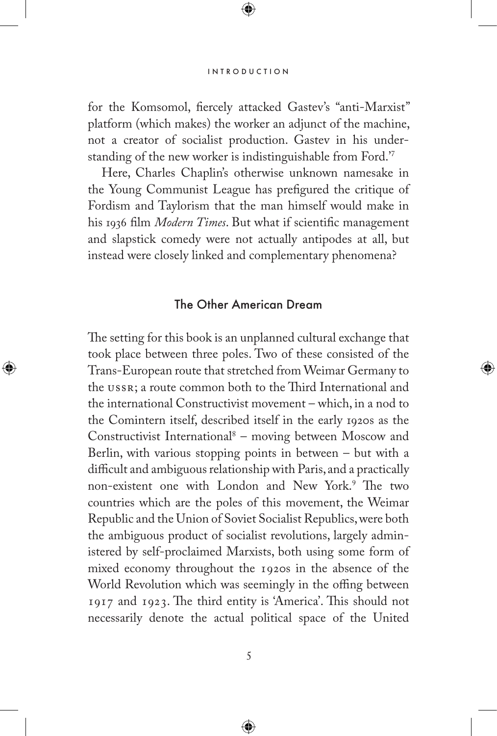for the Komsomol, fiercely attacked Gastev's "anti-Marxist" platform (which makes) the worker an adjunct of the machine, not a creator of socialist production. Gastev in his understanding of the new worker is indistinguishable from Ford.'[7]

Here, Charles Chaplin's otherwise unknown namesake in the Young Communist League has prefigured the critique of Fordism and Taylorism that the man himself would make in his 1936 film *Modern Times*. But what if scientific management and slapstick comedy were not actually antipodes at all, but instead were closely linked and complementary phenomena?

## The Other American Dream

The setting for this book is an unplanned cultural exchange that took place between three poles. Two of these consisted of the Trans-European route that stretched from Weimar Germany to the USSR; a route common both to the Third International and the international Constructivist movement – which, in a nod to the Comintern itself, described itself in the early 1920s as the Constructivist International[8] – moving between Moscow and Berlin, with various stopping points in between – but with a difficult and ambiguous relationship with Paris, and a practically non-existent one with London and New York.[9] The two countries which are the poles of this movement, the Weimar Republic and the Union of Soviet Socialist Republics, were both the ambiguous product of socialist revolutions, largely administered by self-proclaimed Marxists, both using some form of mixed economy throughout the 1920s in the absence of the World Revolution which was seemingly in the offing between 1917 and 1923. The third entity is 'America'. This should not necessarily denote the actual political space of the United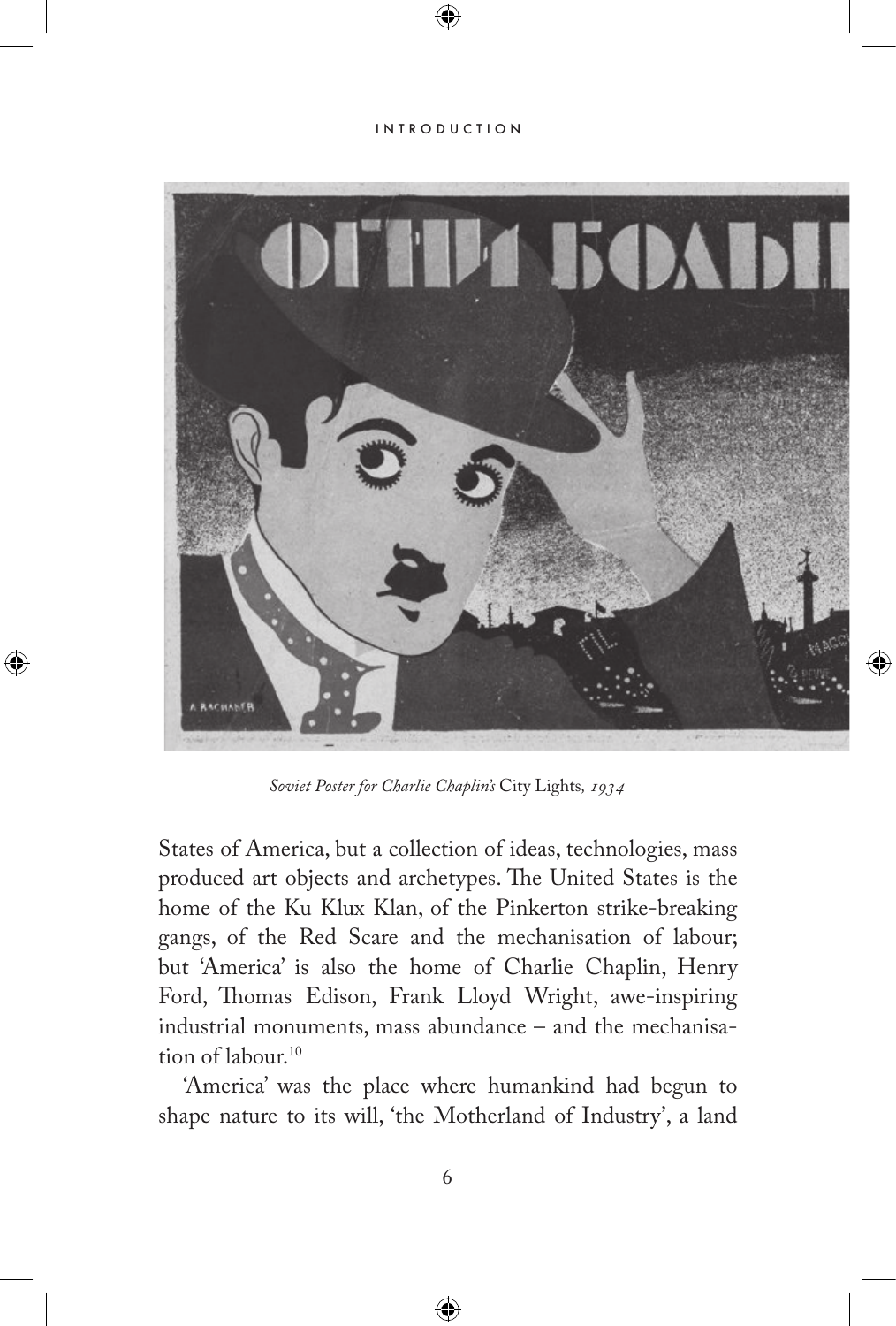*Soviet Poster for Charlie Chaplin's* City Lights*, 1934*

States of America, but a collection of ideas, technologies, mass produced art objects and archetypes. The United States is the home of the Ku Klux Klan, of the Pinkerton strike-breaking gangs, of the Red Scare and the mechanisation of labour; but 'America' is also the home of Charlie Chaplin, Henry Ford, Thomas Edison, Frank Lloyd Wright, awe-inspiring industrial monuments, mass abundance – and the mechanisation of labour.[10]

'America' was the place where humankind had begun to shape nature to its will, 'the Motherland of Industry', a land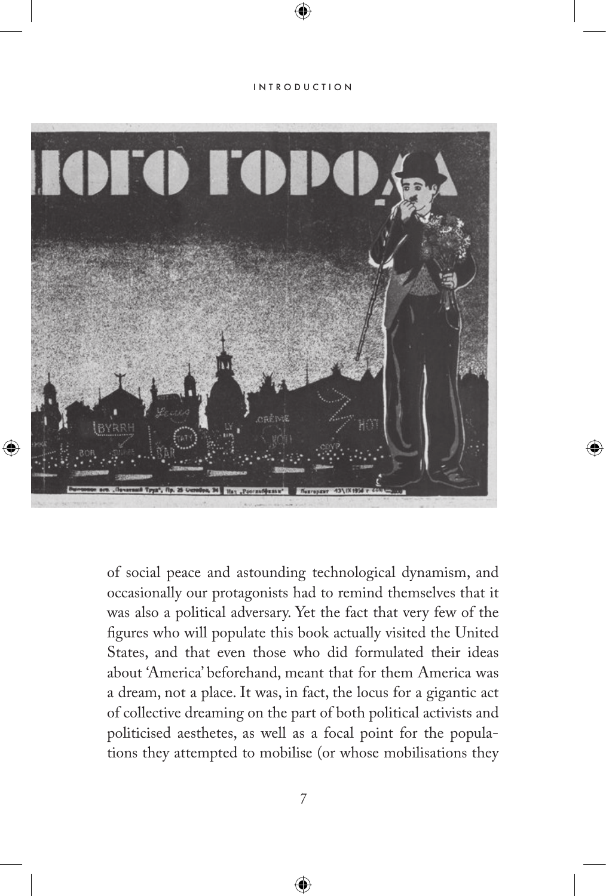of social peace and astounding technological dynamism, and occasionally our protagonists had to remind themselves that it was also a political adversary. Yet the fact that very few of the figures who will populate this book actually visited the United States, and that even those who did formulated their ideas about 'America' beforehand, meant that for them America was a dream, not a place. It was, in fact, the locus for a gigantic act of collective dreaming on the part of both political activists and politicised aesthetes, as well as a focal point for the populations they attempted to mobilise (or whose mobilisations they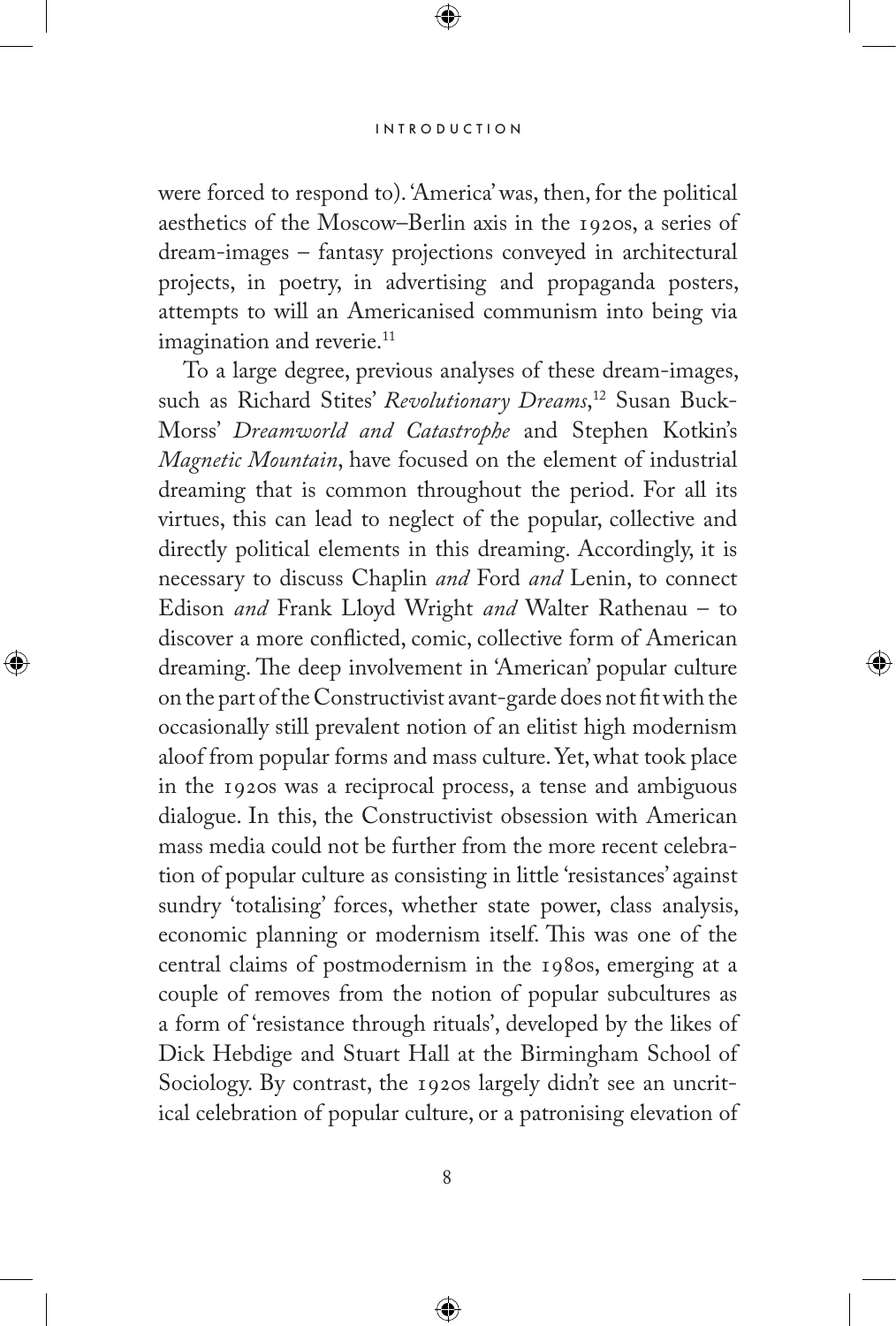were forced to respond to). 'America' was, then, for the political aesthetics of the Moscow–Berlin axis in the 1920s, a series of dream-images – fantasy projections conveyed in architectural projects, in poetry, in advertising and propaganda posters, attempts to will an Americanised communism into being via imagination and reverie.[11]

To a large degree, previous analyses of these dream-images, such as Richard Stites' *Revolutionary Dreams*,[12] Susan Buck-Morss' *Dreamworld and Catastrophe* and Stephen Kotkin's *Magnetic Mountain*, have focused on the element of industrial dreaming that is common throughout the period. For all its virtues, this can lead to neglect of the popular, collective and directly political elements in this dreaming. Accordingly, it is necessary to discuss Chaplin *and* Ford *and* Lenin, to connect Edison *and* Frank Lloyd Wright *and* Walter Rathenau – to discover a more conflicted, comic, collective form of American dreaming. The deep involvement in 'American' popular culture on the part of the Constructivist avant-garde does not fit with the occasionally still prevalent notion of an elitist high modernism aloof from popular forms and mass culture. Yet, what took place in the 1920s was a reciprocal process, a tense and ambiguous dialogue. In this, the Constructivist obsession with American mass media could not be further from the more recent celebration of popular culture as consisting in little 'resistances' against sundry 'totalising' forces, whether state power, class analysis, economic planning or modernism itself. This was one of the central claims of postmodernism in the 1980s, emerging at a couple of removes from the notion of popular subcultures as a form of 'resistance through rituals', developed by the likes of Dick Hebdige and Stuart Hall at the Birmingham School of Sociology. By contrast, the 1920s largely didn't see an uncritical celebration of popular culture, or a patronising elevation of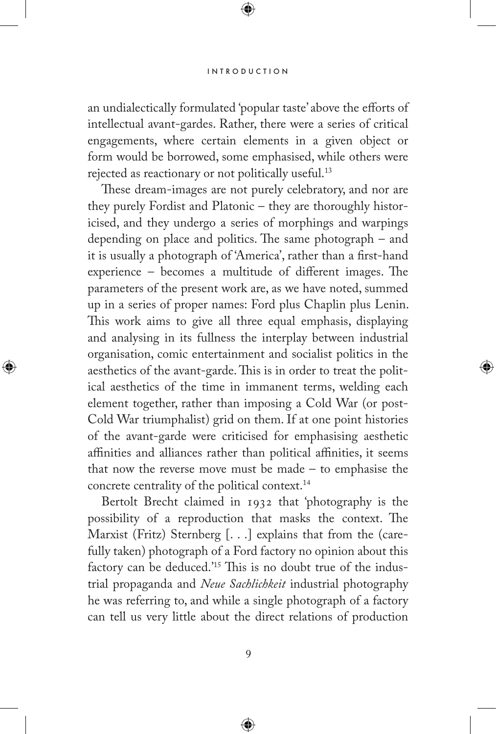an undialectically formulated 'popular taste' above the efforts of intellectual avant-gardes. Rather, there were a series of critical engagements, where certain elements in a given object or form would be borrowed, some emphasised, while others were rejected as reactionary or not politically useful.[13]

These dream-images are not purely celebratory, and nor are they purely Fordist and Platonic – they are thoroughly historicised, and they undergo a series of morphings and warpings depending on place and politics. The same photograph – and it is usually a photograph of 'America', rather than a first-hand experience – becomes a multitude of different images. The parameters of the present work are, as we have noted, summed up in a series of proper names: Ford plus Chaplin plus Lenin. This work aims to give all three equal emphasis, displaying and analysing in its fullness the interplay between industrial organisation, comic entertainment and socialist politics in the aesthetics of the avant-garde. This is in order to treat the political aesthetics of the time in immanent terms, welding each element together, rather than imposing a Cold War (or post-Cold War triumphalist) grid on them. If at one point histories of the avant-garde were criticised for emphasising aesthetic affinities and alliances rather than political affinities, it seems that now the reverse move must be made – to emphasise the concrete centrality of the political context.[14]

Bertolt Brecht claimed in 1932 that 'photography is the possibility of a reproduction that masks the context. The Marxist (Fritz) Sternberg [. . .] explains that from the (carefully taken) photograph of a Ford factory no opinion about this factory can be deduced.'[15] This is no doubt true of the industrial propaganda and *Neue Sachlichkeit* industrial photography he was referring to, and while a single photograph of a factory can tell us very little about the direct relations of production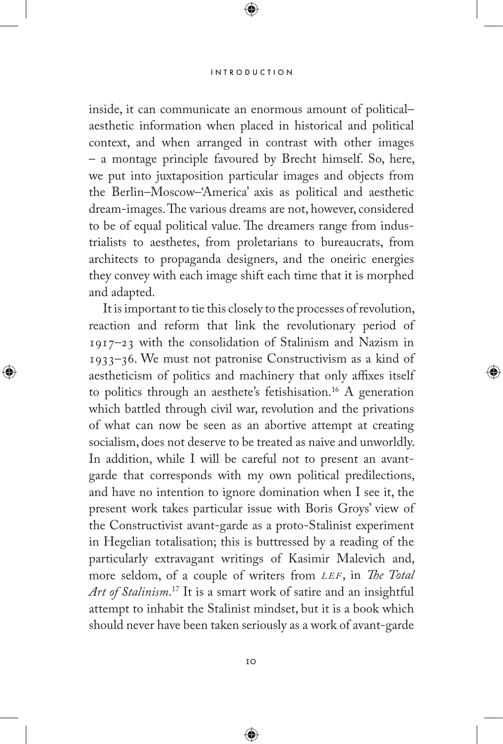inside, it can communicate an enormous amount of political–aesthetic information when placed in historical and political context, and when arranged in contrast with other images – a montage principle favoured by Brecht himself. So, here, we put into juxtaposition particular images and objects from the Berlin–Moscow–'America' axis as political and aesthetic dream-images. The various dreams are not, however, considered to be of equal political value. The dreamers range from industrialists to aesthetes, from proletarians to bureaucrats, from architects to propaganda designers, and the oneiric energies they convey with each image shift each time that it is morphed and adapted.

It is important to tie this closely to the processes of revolution, reaction and reform that link the revolutionary period of 1917–23 with the consolidation of Stalinism and Nazism in 1933–36. We must not patronise Constructivism as a kind of aestheticism of politics and machinery that only affixes itself to politics through an aesthete's fetishisation.[16] A generation which battled through civil war, revolution and the privations of what can now be seen as an abortive attempt at creating socialism, does not deserve to be treated as naive and unworldly. In addition, while I will be careful not to present an avant-garde that corresponds with my own political predilections, and have no intention to ignore domination when I see it, the present work takes particular issue with Boris Groys' view of the Constructivist avant-garde as a proto-Stalinist experiment in Hegelian totalisation; this is buttressed by a reading of the particularly extravagant writings of Kasimir Malevich and, more seldom, of a couple of writers from *LEF*, in *The Total Art of Stalinism*.[17] It is a smart work of satire and an insightful attempt to inhabit the Stalinist mindset, but it is a book which should never have been taken seriously as a work of avant-garde